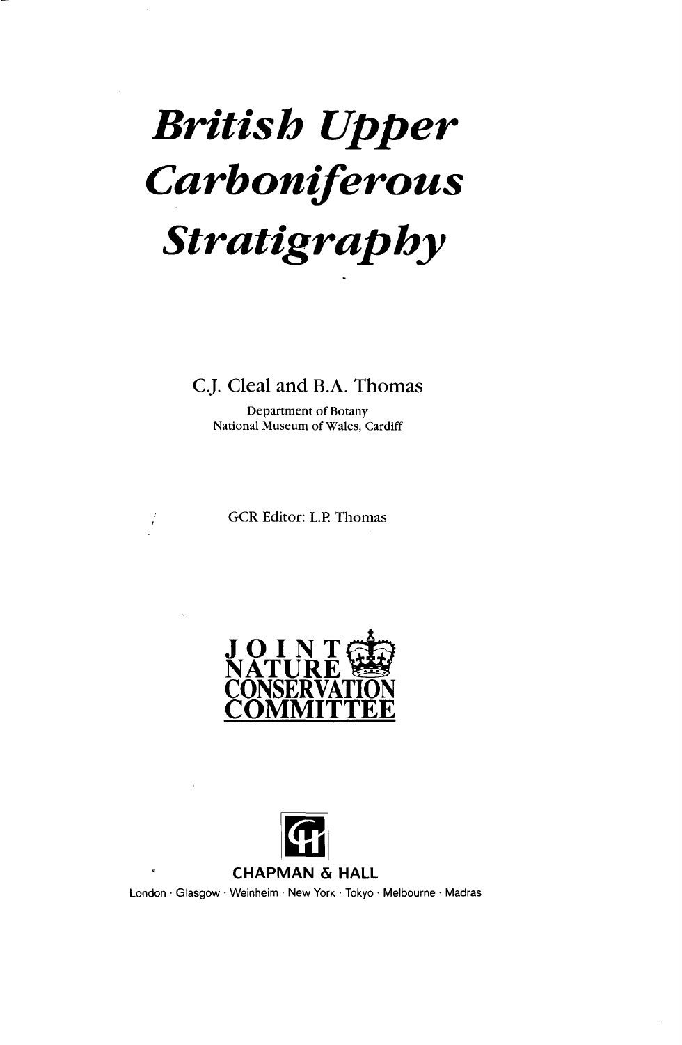# *British Upper Carboniferous Stratigraphy*

C.J. Cleal and B.A. Thomas

Department of Botany
National Museum of Wales, Cardiff

GCR Editor: L.P. Thomas

JOINT NATURE CONSERVATION COMMITTEE

CHAPMAN & HALL

London · Glasgow · Weinheim · New York · Tokyo · Melbourne · Madras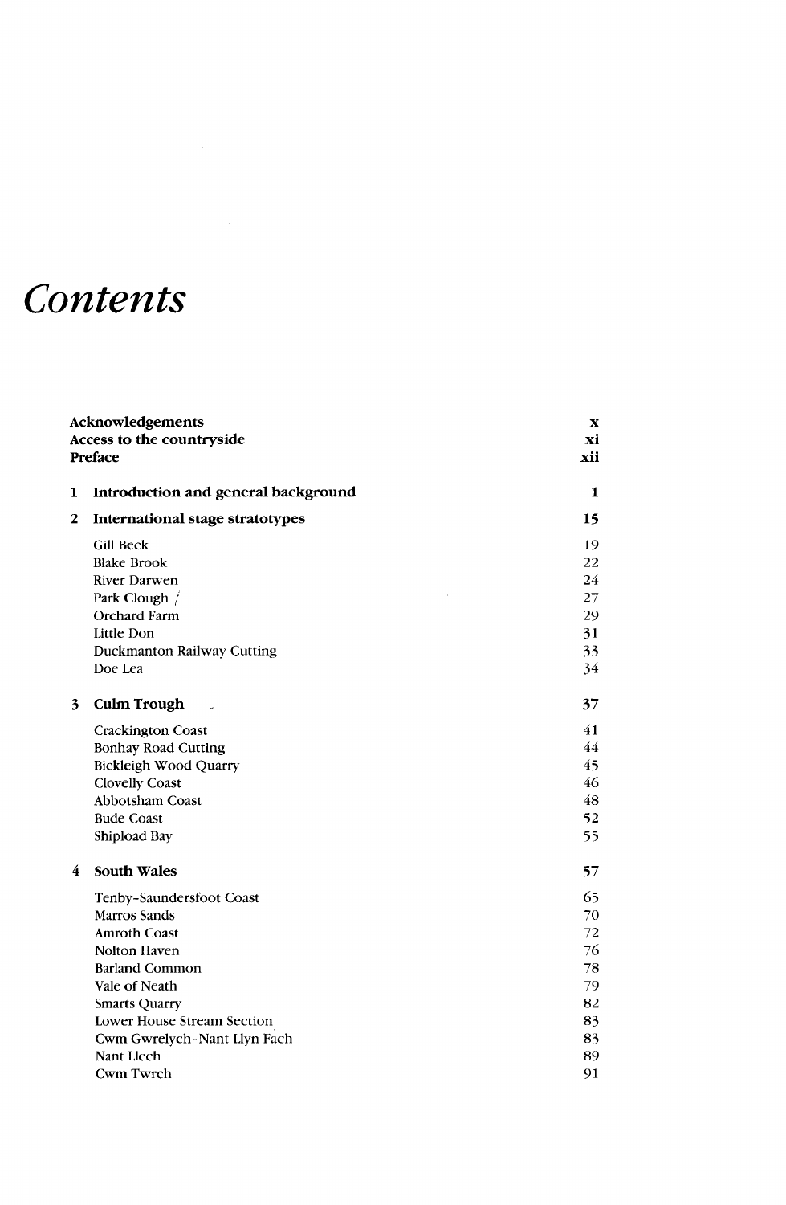# Contents

| | | |
|---|---|---|
| **Acknowledgements** | | **x** |
| **Access to the countryside** | | **xi** |
| **Preface** | | **xii** |
| **1** | **Introduction and general background** | **1** |
| **2** | **International stage stratotypes** | **15** |
| | Gill Beck | 19 |
| | Blake Brook | 22 |
| | River Darwen | 24 |
| | Park Clough | 27 |
| | Orchard Farm | 29 |
| | Little Don | 31 |
| | Duckmanton Railway Cutting | 33 |
| | Doe Lea | 34 |
| **3** | **Culm Trough** | **37** |
| | Crackington Coast | 41 |
| | Bonhay Road Cutting | 44 |
| | Bickleigh Wood Quarry | 45 |
| | Clovelly Coast | 46 |
| | Abbotsham Coast | 48 |
| | Bude Coast | 52 |
| | Shipload Bay | 55 |
| **4** | **South Wales** | **57** |
| | Tenby–Saundersfoot Coast | 65 |
| | Marros Sands | 70 |
| | Amroth Coast | 72 |
| | Nolton Haven | 76 |
| | Barland Common | 78 |
| | Vale of Neath | 79 |
| | Smarts Quarry | 82 |
| | Lower House Stream Section | 83 |
| | Cwm Gwrelych–Nant Llyn Fach | 83 |
| | Nant Llech | 89 |
| | Cwm Twrch | 91 |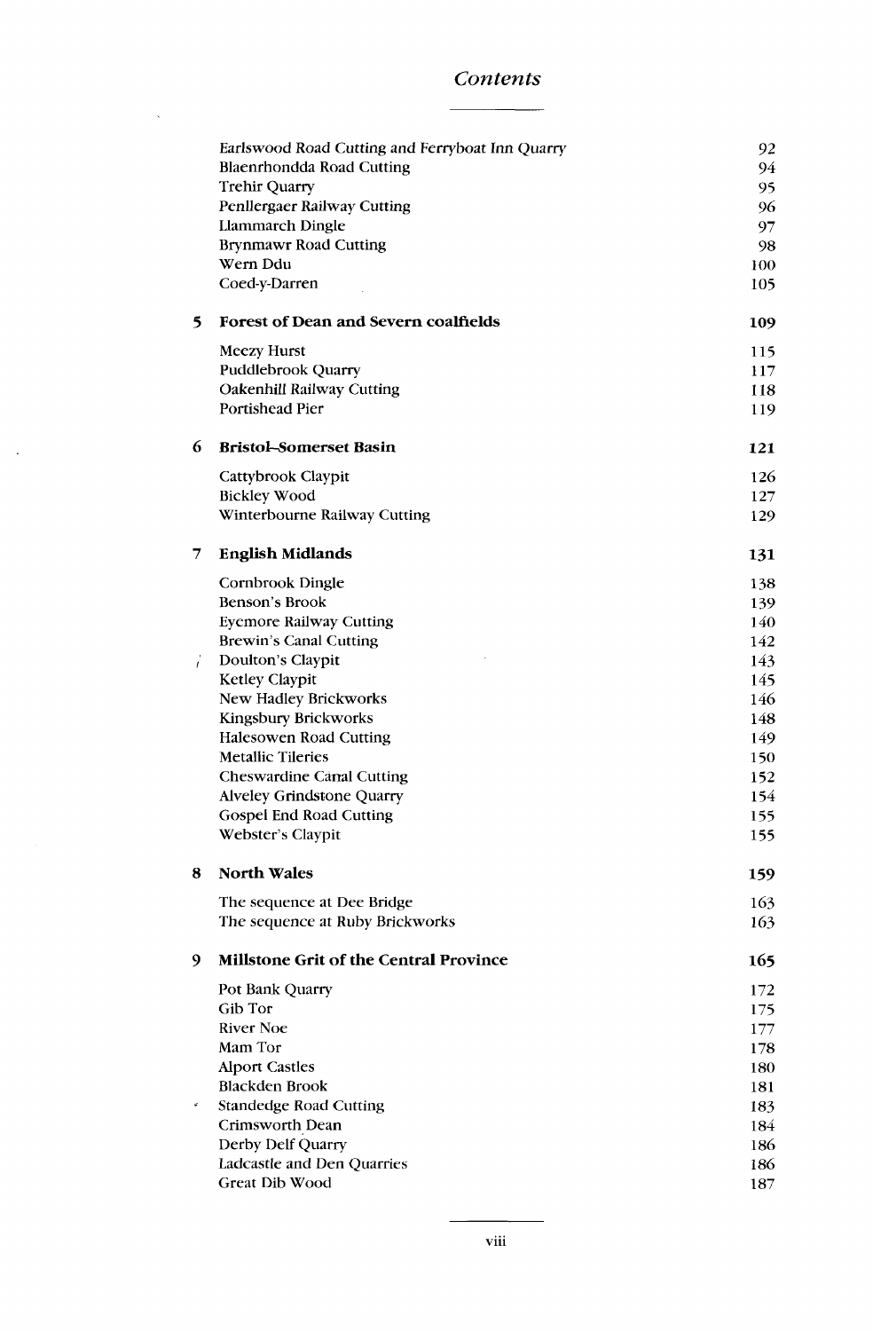# Contents

| | | |
|---|---|---|
| | Earlswood Road Cutting and Ferryboat Inn Quarry | 92 |
| | Blaenrhondda Road Cutting | 94 |
| | Trehir Quarry | 95 |
| | Penllergaer Railway Cutting | 96 |
| | Llammarch Dingle | 97 |
| | Brynmawr Road Cutting | 98 |
| | Wern Ddu | 100 |
| | Coed-y-Darren | 105 |
| **5** | **Forest of Dean and Severn coalfields** | **109** |
| | Meezy Hurst | 115 |
| | Puddlebrook Quarry | 117 |
| | Oakenhill Railway Cutting | 118 |
| | Portishead Pier | 119 |
| **6** | **Bristol–Somerset Basin** | **121** |
| | Cattybrook Claypit | 126 |
| | Bickley Wood | 127 |
| | Winterbourne Railway Cutting | 129 |
| **7** | **English Midlands** | **131** |
| | Cornbrook Dingle | 138 |
| | Benson's Brook | 139 |
| | Eyemore Railway Cutting | 140 |
| | Brewin's Canal Cutting | 142 |
| | Doulton's Claypit | 143 |
| | Ketley Claypit | 145 |
| | New Hadley Brickworks | 146 |
| | Kingsbury Brickworks | 148 |
| | Halesowen Road Cutting | 149 |
| | Metallic Tileries | 150 |
| | Cheswardine Canal Cutting | 152 |
| | Alveley Grindstone Quarry | 154 |
| | Gospel End Road Cutting | 155 |
| | Webster's Claypit | 155 |
| **8** | **North Wales** | **159** |
| | The sequence at Dee Bridge | 163 |
| | The sequence at Ruby Brickworks | 163 |
| **9** | **Millstone Grit of the Central Province** | **165** |
| | Pot Bank Quarry | 172 |
| | Gib Tor | 175 |
| | River Noe | 177 |
| | Mam Tor | 178 |
| | Alport Castles | 180 |
| | Blackden Brook | 181 |
| | Standedge Road Cutting | 183 |
| | Crimsworth Dean | 184 |
| | Derby Delf Quarry | 186 |
| | Ladcastle and Den Quarries | 186 |
| | Great Dib Wood | 187 |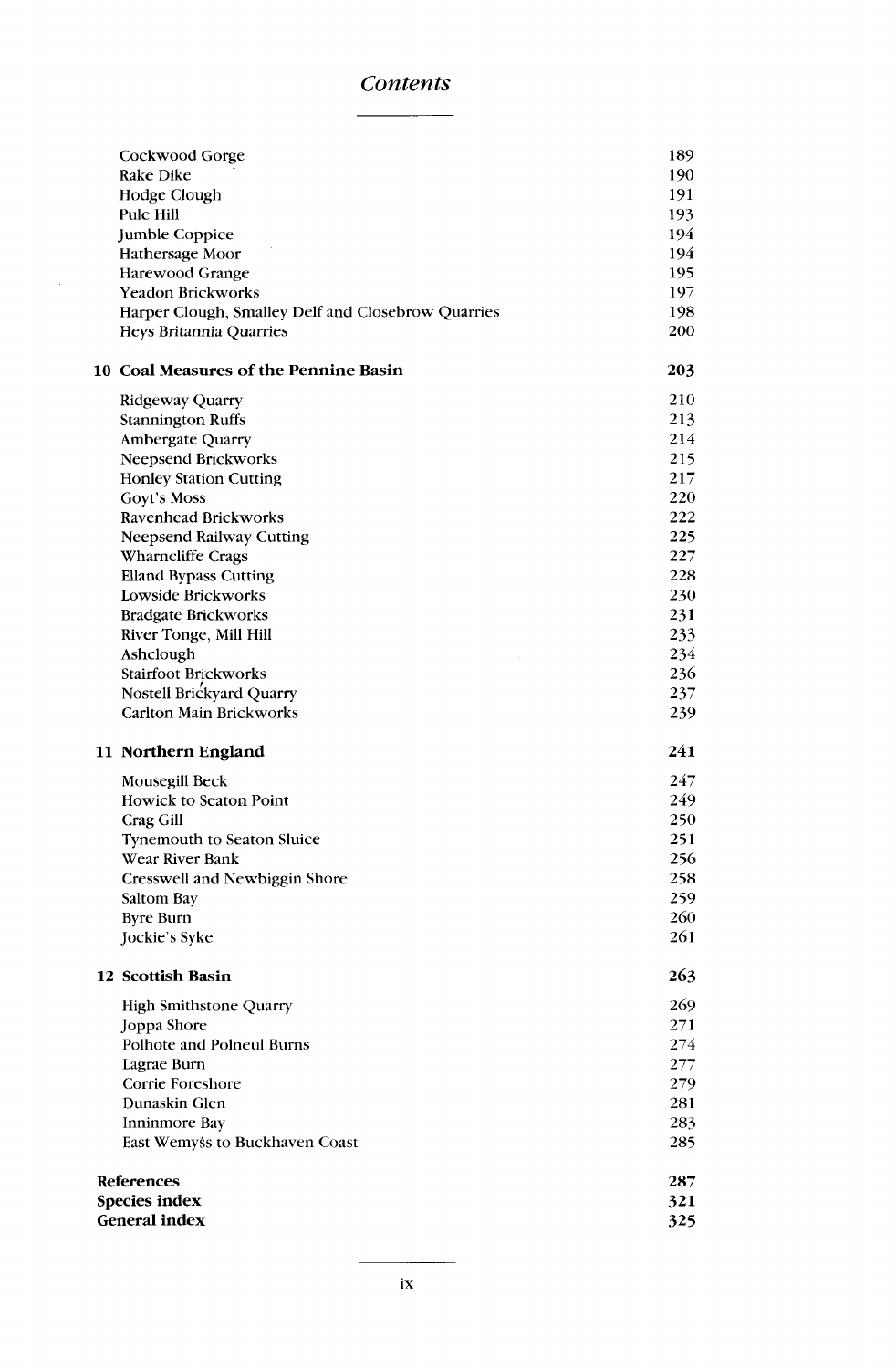# Contents

| | |
|---|---|
| Cockwood Gorge | 189 |
| Rake Dike | 190 |
| Hodge Clough | 191 |
| Pule Hill | 193 |
| Jumble Coppice | 194 |
| Hathersage Moor | 194 |
| Harewood Grange | 195 |
| Yeadon Brickworks | 197 |
| Harper Clough, Smalley Delf and Closebrow Quarries | 198 |
| Heys Britannia Quarries | 200 |
| **10 Coal Measures of the Pennine Basin** | **203** |
| Ridgeway Quarry | 210 |
| Stannington Ruffs | 213 |
| Ambergate Quarry | 214 |
| Neepsend Brickworks | 215 |
| Honley Station Cutting | 217 |
| Goyt's Moss | 220 |
| Ravenhead Brickworks | 222 |
| Neepsend Railway Cutting | 225 |
| Wharncliffe Crags | 227 |
| Elland Bypass Cutting | 228 |
| Lowside Brickworks | 230 |
| Bradgate Brickworks | 231 |
| River Tonge, Mill Hill | 233 |
| Ashclough | 234 |
| Stairfoot Brickworks | 236 |
| Nostell Brickyard Quarry | 237 |
| Carlton Main Brickworks | 239 |
| **11 Northern England** | **241** |
| Mousegill Beck | 247 |
| Howick to Seaton Point | 249 |
| Crag Gill | 250 |
| Tynemouth to Seaton Sluice | 251 |
| Wear River Bank | 256 |
| Cresswell and Newbiggin Shore | 258 |
| Saltom Bay | 259 |
| Byre Burn | 260 |
| Jockie's Syke | 261 |
| **12 Scottish Basin** | **263** |
| High Smithstone Quarry | 269 |
| Joppa Shore | 271 |
| Polhote and Polneul Burns | 274 |
| Lagrae Burn | 277 |
| Corrie Foreshore | 279 |
| Dunaskin Glen | 281 |
| Inninmore Bay | 283 |
| East Wemyss to Buckhaven Coast | 285 |
| **References** | **287** |
| **Species index** | **321** |
| **General index** | **325** |